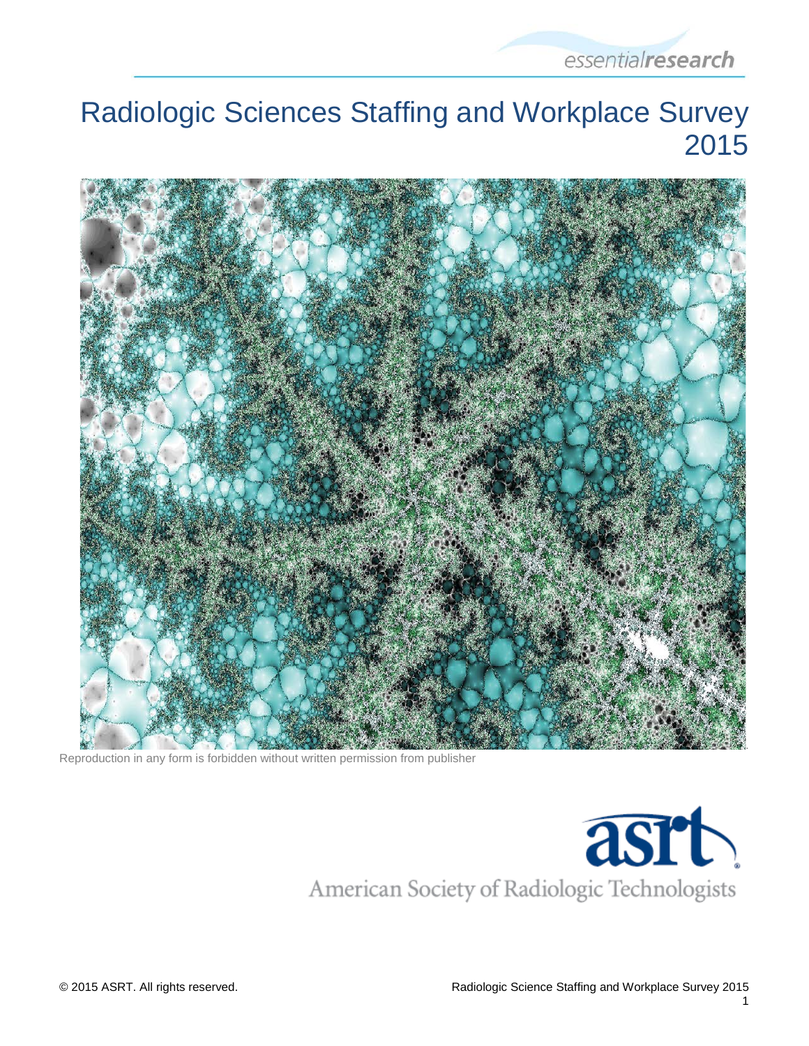essentialresearch

# Radiologic Sciences Staffing and Workplace Survey 2015

Reproduction in any form is forbidden without written permission from publisher

asrt

American Society of Radiologic Technologists

© 2015 ASRT. All rights reserved.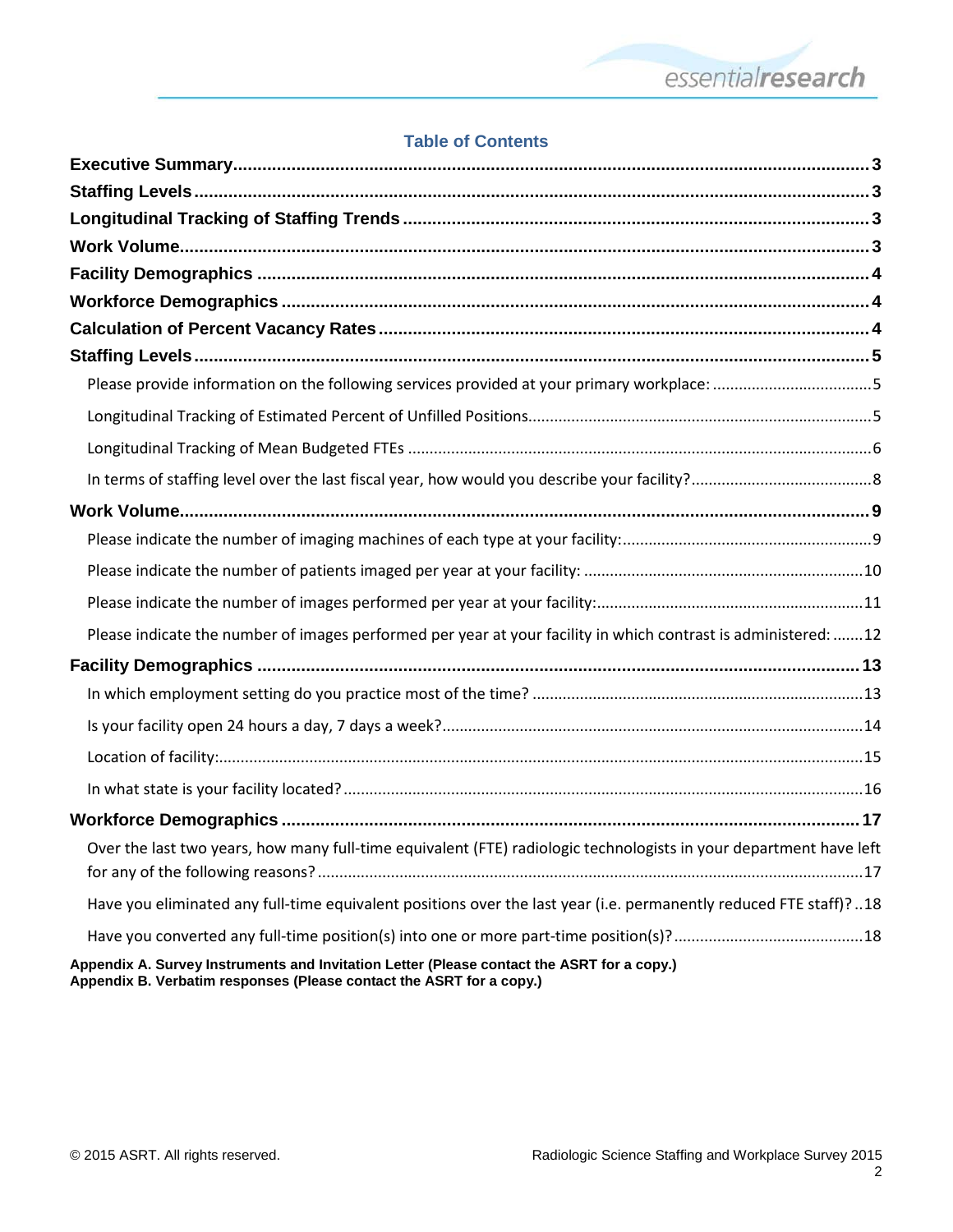## Table of Contents

**Executive Summary** ..... 3

**Staffing Levels** ..... 3

**Longitudinal Tracking of Staffing Trends** ..... 3

**Work Volume** ..... 3

**Facility Demographics** ..... 4

**Workforce Demographics** ..... 4

**Calculation of Percent Vacancy Rates** ..... 4

**Staffing Levels** ..... 5

- Please provide information on the following services provided at your primary workplace: ..... 5
- Longitudinal Tracking of Estimated Percent of Unfilled Positions ..... 5
- Longitudinal Tracking of Mean Budgeted FTEs ..... 6
- In terms of staffing level over the last fiscal year, how would you describe your facility? ..... 8

**Work Volume** ..... 9

- Please indicate the number of imaging machines of each type at your facility: ..... 9
- Please indicate the number of patients imaged per year at your facility: ..... 10
- Please indicate the number of images performed per year at your facility: ..... 11
- Please indicate the number of images performed per year at your facility in which contrast is administered: ..... 12

**Facility Demographics** ..... 13

- In which employment setting do you practice most of the time? ..... 13
- Is your facility open 24 hours a day, 7 days a week? ..... 14
- Location of facility: ..... 15
- In what state is your facility located? ..... 16

**Workforce Demographics** ..... 17

- Over the last two years, how many full-time equivalent (FTE) radiologic technologists in your department have left for any of the following reasons? ..... 17
- Have you eliminated any full-time equivalent positions over the last year (i.e. permanently reduced FTE staff)? ..... 18
- Have you converted any full-time position(s) into one or more part-time position(s)? ..... 18

**Appendix A. Survey Instruments and Invitation Letter (Please contact the ASRT for a copy.)**
**Appendix B. Verbatim responses (Please contact the ASRT for a copy.)**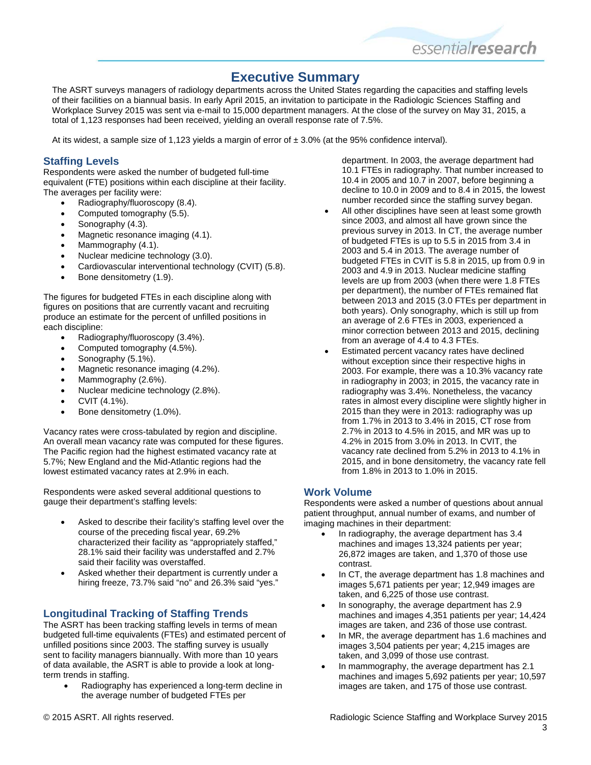# Executive Summary

The ASRT surveys managers of radiology departments across the United States regarding the capacities and staffing levels of their facilities on a biannual basis. In early April 2015, an invitation to participate in the Radiologic Sciences Staffing and Workplace Survey 2015 was sent via e-mail to 15,000 department managers. At the close of the survey on May 31, 2015, a total of 1,123 responses had been received, yielding an overall response rate of 7.5%.

At its widest, a sample size of 1,123 yields a margin of error of ± 3.0% (at the 95% confidence interval).

## Staffing Levels

Respondents were asked the number of budgeted full-time equivalent (FTE) positions within each discipline at their facility. The averages per facility were:

- Radiography/fluoroscopy (8.4).
- Computed tomography (5.5).
- Sonography (4.3).
- Magnetic resonance imaging (4.1).
- Mammography (4.1).
- Nuclear medicine technology (3.0).
- Cardiovascular interventional technology (CVIT) (5.8).
- Bone densitometry (1.9).

The figures for budgeted FTEs in each discipline along with figures on positions that are currently vacant and recruiting produce an estimate for the percent of unfilled positions in each discipline:

- Radiography/fluoroscopy (3.4%).
- Computed tomography (4.5%).
- Sonography (5.1%).
- Magnetic resonance imaging (4.2%).
- Mammography (2.6%).
- Nuclear medicine technology (2.8%).
- CVIT (4.1%).
- Bone densitometry (1.0%).

Vacancy rates were cross-tabulated by region and discipline. An overall mean vacancy rate was computed for these figures. The Pacific region had the highest estimated vacancy rate at 5.7%; New England and the Mid-Atlantic regions had the lowest estimated vacancy rates at 2.9% in each.

Respondents were asked several additional questions to gauge their department's staffing levels:

- Asked to describe their facility's staffing level over the course of the preceding fiscal year, 69.2% characterized their facility as "appropriately staffed," 28.1% said their facility was understaffed and 2.7% said their facility was overstaffed.
- Asked whether their department is currently under a hiring freeze, 73.7% said "no" and 26.3% said "yes."

## Longitudinal Tracking of Staffing Trends

The ASRT has been tracking staffing levels in terms of mean budgeted full-time equivalents (FTEs) and estimated percent of unfilled positions since 2003. The staffing survey is usually sent to facility managers biannually. With more than 10 years of data available, the ASRT is able to provide a look at long-term trends in staffing.

- Radiography has experienced a long-term decline in the average number of budgeted FTEs per department. In 2003, the average department had 10.1 FTEs in radiography. That number increased to 10.4 in 2005 and 10.7 in 2007, before beginning a decline to 10.0 in 2009 and to 8.4 in 2015, the lowest number recorded since the staffing survey began.
- All other disciplines have seen at least some growth since 2003, and almost all have grown since the previous survey in 2013. In CT, the average number of budgeted FTEs is up to 5.5 in 2015 from 3.4 in 2003 and 5.4 in 2013. The average number of budgeted FTEs in CVIT is 5.8 in 2015, up from 0.9 in 2003 and 4.9 in 2013. Nuclear medicine staffing levels are up from 2003 (when there were 1.8 FTEs per department), the number of FTEs remained flat between 2013 and 2015 (3.0 FTEs per department in both years). Only sonography, which is still up from an average of 2.6 FTEs in 2003, experienced a minor correction between 2013 and 2015, declining from an average of 4.4 to 4.3 FTEs.
- Estimated percent vacancy rates have declined without exception since their respective highs in 2003. For example, there was a 10.3% vacancy rate in radiography in 2003; in 2015, the vacancy rate in radiography was 3.4%. Nonetheless, the vacancy rates in almost every discipline were slightly higher in 2015 than they were in 2013: radiography was up from 1.7% in 2013 to 3.4% in 2015, CT rose from 2.7% in 2013 to 4.5% in 2015, and MR was up to 4.2% in 2015 from 3.0% in 2013. In CVIT, the vacancy rate declined from 5.2% in 2013 to 4.1% in 2015, and in bone densitometry, the vacancy rate fell from 1.8% in 2013 to 1.0% in 2015.

## Work Volume

Respondents were asked a number of questions about annual patient throughput, annual number of exams, and number of imaging machines in their department:

- In radiography, the average department has 3.4 machines and images 13,324 patients per year; 26,872 images are taken, and 1,370 of those use contrast.
- In CT, the average department has 1.8 machines and images 5,671 patients per year; 12,949 images are taken, and 6,225 of those use contrast.
- In sonography, the average department has 2.9 machines and images 4,351 patients per year; 14,424 images are taken, and 236 of those use contrast.
- In MR, the average department has 1.6 machines and images 3,504 patients per year; 4,215 images are taken, and 3,099 of those use contrast.
- In mammography, the average department has 2.1 machines and images 5,692 patients per year; 10,597 images are taken, and 175 of those use contrast.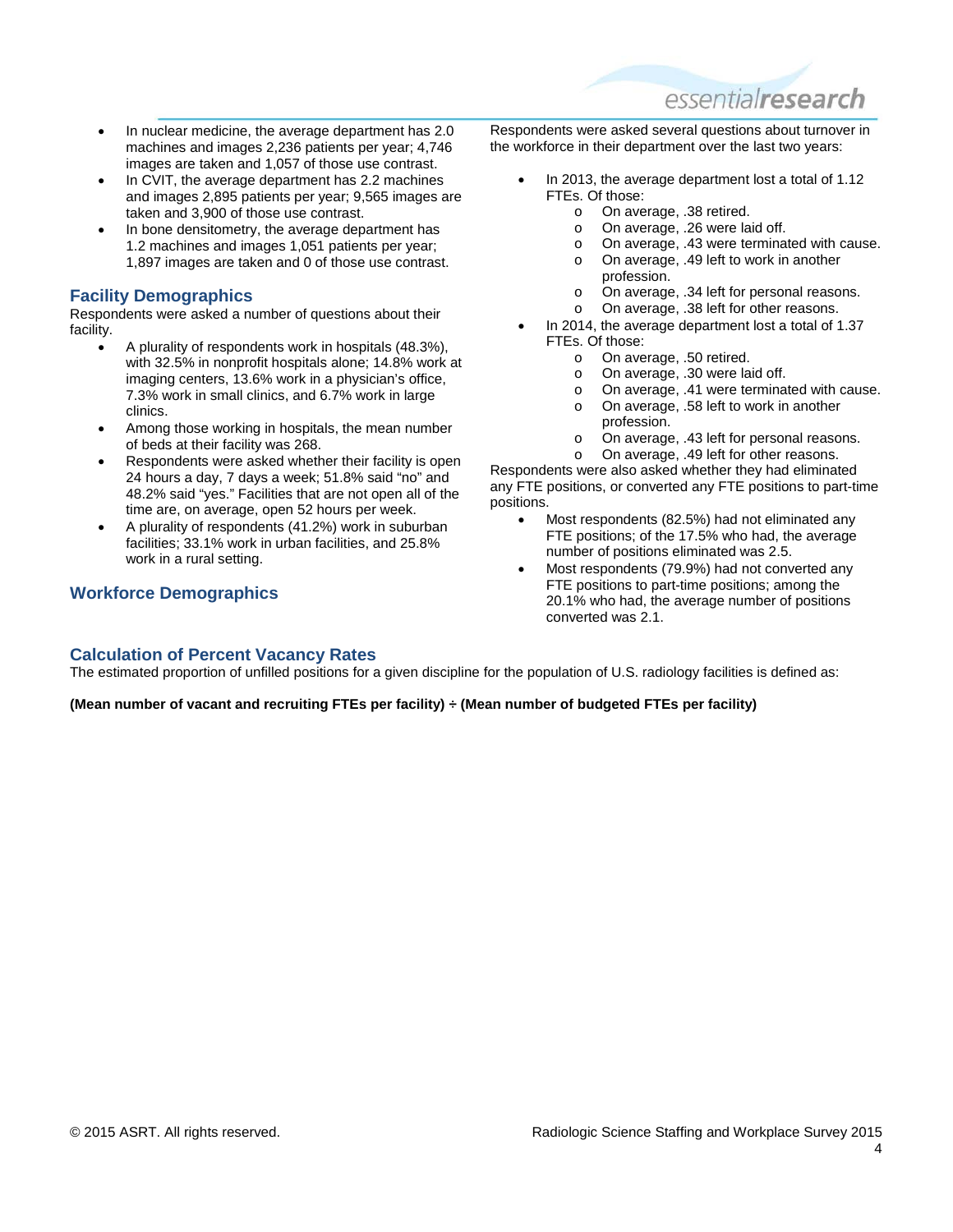- In nuclear medicine, the average department has 2.0 machines and images 2,236 patients per year; 4,746 images are taken and 1,057 of those use contrast.
- In CVIT, the average department has 2.2 machines and images 2,895 patients per year; 9,565 images are taken and 3,900 of those use contrast.
- In bone densitometry, the average department has 1.2 machines and images 1,051 patients per year; 1,897 images are taken and 0 of those use contrast.

## Facility Demographics

Respondents were asked a number of questions about their facility.

- A plurality of respondents work in hospitals (48.3%), with 32.5% in nonprofit hospitals alone; 14.8% work at imaging centers, 13.6% work in a physician's office, 7.3% work in small clinics, and 6.7% work in large clinics.
- Among those working in hospitals, the mean number of beds at their facility was 268.
- Respondents were asked whether their facility is open 24 hours a day, 7 days a week; 51.8% said "no" and 48.2% said "yes." Facilities that are not open all of the time are, on average, open 52 hours per week.
- A plurality of respondents (41.2%) work in suburban facilities; 33.1% work in urban facilities, and 25.8% work in a rural setting.

## Workforce Demographics

Respondents were asked several questions about turnover in the workforce in their department over the last two years:

- In 2013, the average department lost a total of 1.12 FTEs. Of those:
  - On average, .38 retired.
  - On average, .26 were laid off.
  - On average, .43 were terminated with cause.
  - On average, .49 left to work in another profession.
  - On average, .34 left for personal reasons.
  - On average, .38 left for other reasons.
- In 2014, the average department lost a total of 1.37 FTEs. Of those:
  - On average, .50 retired.
  - On average, .30 were laid off.
  - On average, .41 were terminated with cause.
  - On average, .58 left to work in another profession.
  - On average, .43 left for personal reasons.
  - On average, .49 left for other reasons.

Respondents were also asked whether they had eliminated any FTE positions, or converted any FTE positions to part-time positions.

- Most respondents (82.5%) had not eliminated any FTE positions; of the 17.5% who had, the average number of positions eliminated was 2.5.
- Most respondents (79.9%) had not converted any FTE positions to part-time positions; among the 20.1% who had, the average number of positions converted was 2.1.

## Calculation of Percent Vacancy Rates

The estimated proportion of unfilled positions for a given discipline for the population of U.S. radiology facilities is defined as:

**(Mean number of vacant and recruiting FTEs per facility) ÷ (Mean number of budgeted FTEs per facility)**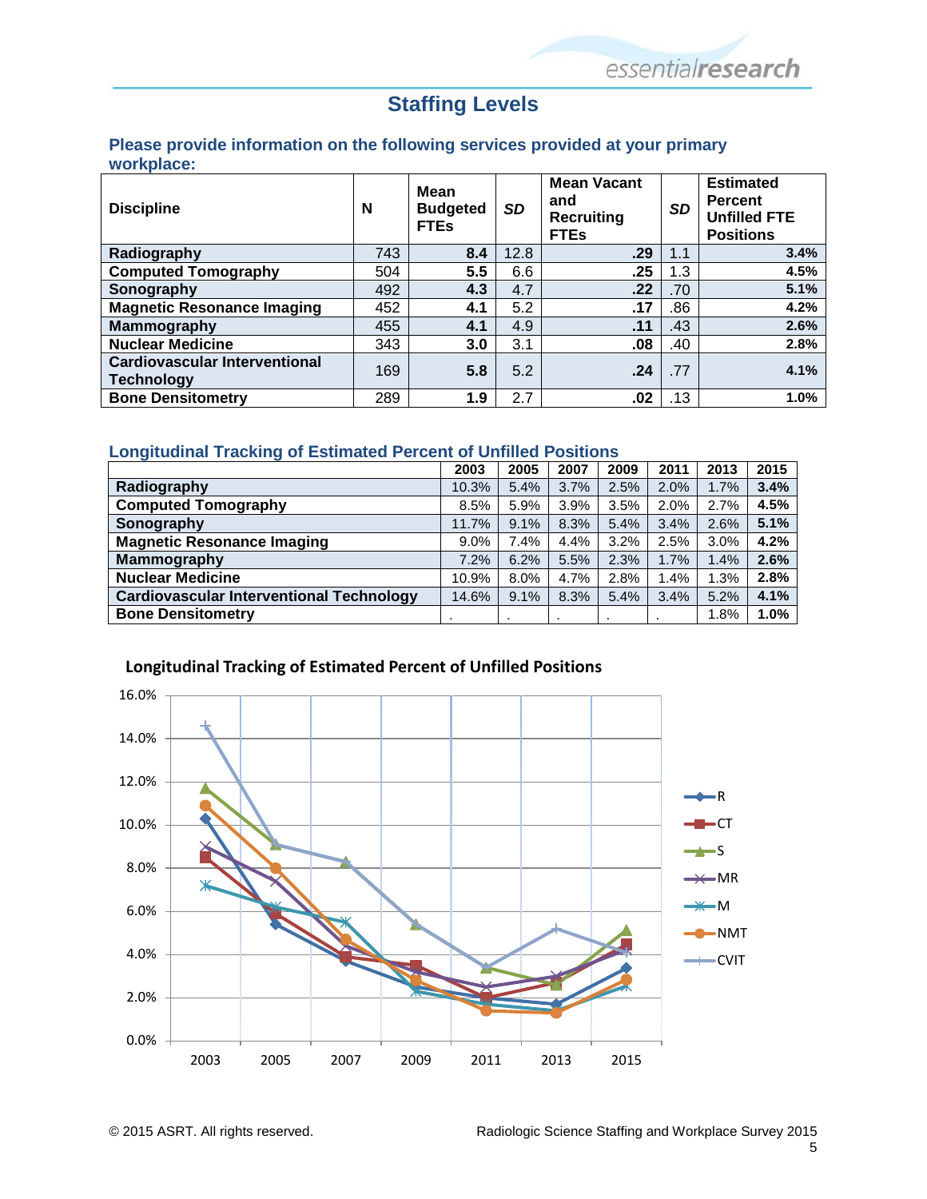# Staffing Levels

### Please provide information on the following services provided at your primary workplace:

| Discipline | N | Mean Budgeted FTEs | *SD* | Mean Vacant and Recruiting FTEs | *SD* | Estimated Percent Unfilled FTE Positions |
|---|---|---|---|---|---|---|
| **Radiography** | 743 | **8.4** | 12.8 | **.29** | 1.1 | **3.4%** |
| **Computed Tomography** | 504 | **5.5** | 6.6 | **.25** | 1.3 | **4.5%** |
| **Sonography** | 492 | **4.3** | 4.7 | **.22** | .70 | **5.1%** |
| **Magnetic Resonance Imaging** | 452 | **4.1** | 5.2 | **.17** | .86 | **4.2%** |
| **Mammography** | 455 | **4.1** | 4.9 | **.11** | .43 | **2.6%** |
| **Nuclear Medicine** | 343 | **3.0** | 3.1 | **.08** | .40 | **2.8%** |
| **Cardiovascular Interventional Technology** | 169 | **5.8** | 5.2 | **.24** | .77 | **4.1%** |
| **Bone Densitometry** | 289 | **1.9** | 2.7 | **.02** | .13 | **1.0%** |

### Longitudinal Tracking of Estimated Percent of Unfilled Positions

| | 2003 | 2005 | 2007 | 2009 | 2011 | 2013 | 2015 |
|---|---|---|---|---|---|---|---|
| **Radiography** | 10.3% | 5.4% | 3.7% | 2.5% | 2.0% | 1.7% | **3.4%** |
| **Computed Tomography** | 8.5% | 5.9% | 3.9% | 3.5% | 2.0% | 2.7% | **4.5%** |
| **Sonography** | 11.7% | 9.1% | 8.3% | 5.4% | 3.4% | 2.6% | **5.1%** |
| **Magnetic Resonance Imaging** | 9.0% | 7.4% | 4.4% | 3.2% | 2.5% | 3.0% | **4.2%** |
| **Mammography** | 7.2% | 6.2% | 5.5% | 2.3% | 1.7% | 1.4% | **2.6%** |
| **Nuclear Medicine** | 10.9% | 8.0% | 4.7% | 2.8% | 1.4% | 1.3% | **2.8%** |
| **Cardiovascular Interventional Technology** | 14.6% | 9.1% | 8.3% | 5.4% | 3.4% | 5.2% | **4.1%** |
| **Bone Densitometry** | . | . | . | . | . | 1.8% | **1.0%** |

**Longitudinal Tracking of Estimated Percent of Unfilled Positions**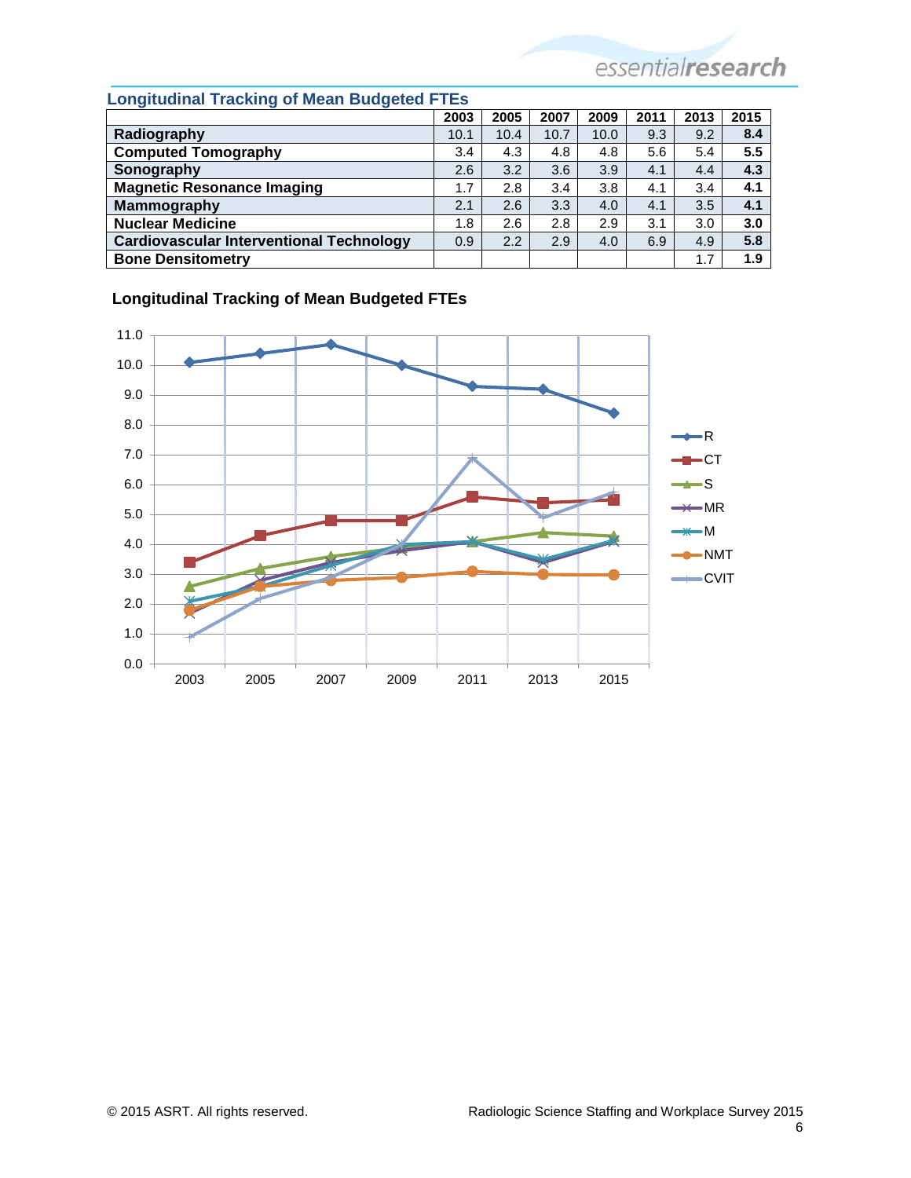## Longitudinal Tracking of Mean Budgeted FTEs

| | 2003 | 2005 | 2007 | 2009 | 2011 | 2013 | 2015 |
|---|---|---|---|---|---|---|---|
| **Radiography** | 10.1 | 10.4 | 10.7 | 10.0 | 9.3 | 9.2 | **8.4** |
| **Computed Tomography** | 3.4 | 4.3 | 4.8 | 4.8 | 5.6 | 5.4 | **5.5** |
| **Sonography** | 2.6 | 3.2 | 3.6 | 3.9 | 4.1 | 4.4 | **4.3** |
| **Magnetic Resonance Imaging** | 1.7 | 2.8 | 3.4 | 3.8 | 4.1 | 3.4 | **4.1** |
| **Mammography** | 2.1 | 2.6 | 3.3 | 4.0 | 4.1 | 3.5 | **4.1** |
| **Nuclear Medicine** | 1.8 | 2.6 | 2.8 | 2.9 | 3.1 | 3.0 | **3.0** |
| **Cardiovascular Interventional Technology** | 0.9 | 2.2 | 2.9 | 4.0 | 6.9 | 4.9 | **5.8** |
| **Bone Densitometry** | | | | | | 1.7 | **1.9** |

### Longitudinal Tracking of Mean Budgeted FTEs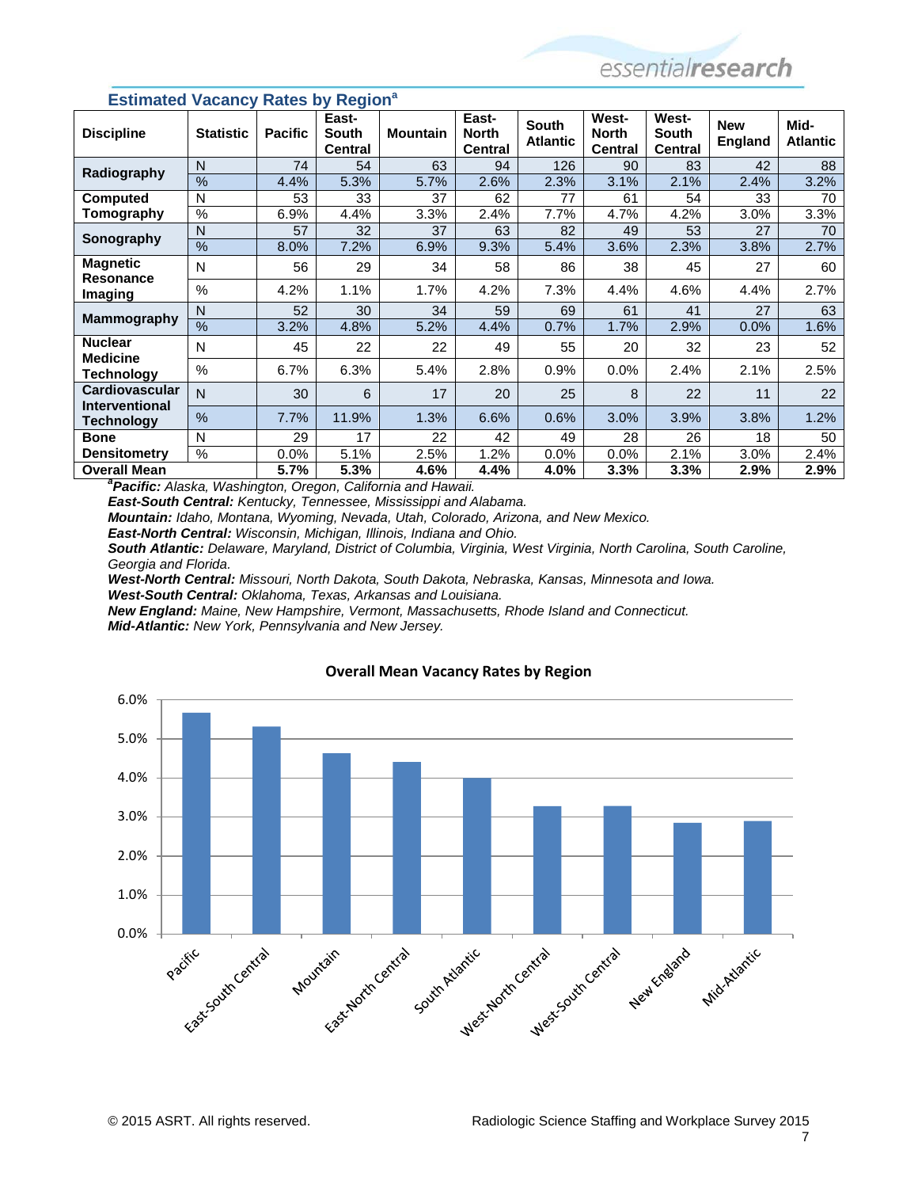## Estimated Vacancy Rates by Region[a]

| Discipline | Statistic | Pacific | East-South Central | Mountain | East-North Central | South Atlantic | West-North Central | West-South Central | New England | Mid-Atlantic |
|---|---|---|---|---|---|---|---|---|---|---|
| Radiography | N | 74 | 54 | 63 | 94 | 126 | 90 | 83 | 42 | 88 |
| | % | 4.4% | 5.3% | 5.7% | 2.6% | 2.3% | 3.1% | 2.1% | 2.4% | 3.2% |
| Computed Tomography | N | 53 | 33 | 37 | 62 | 77 | 61 | 54 | 33 | 70 |
| | % | 6.9% | 4.4% | 3.3% | 2.4% | 7.7% | 4.7% | 4.2% | 3.0% | 3.3% |
| Sonography | N | 57 | 32 | 37 | 63 | 82 | 49 | 53 | 27 | 70 |
| | % | 8.0% | 7.2% | 6.9% | 9.3% | 5.4% | 3.6% | 2.3% | 3.8% | 2.7% |
| Magnetic Resonance Imaging | N | 56 | 29 | 34 | 58 | 86 | 38 | 45 | 27 | 60 |
| | % | 4.2% | 1.1% | 1.7% | 4.2% | 7.3% | 4.4% | 4.6% | 4.4% | 2.7% |
| Mammography | N | 52 | 30 | 34 | 59 | 69 | 61 | 41 | 27 | 63 |
| | % | 3.2% | 4.8% | 5.2% | 4.4% | 0.7% | 1.7% | 2.9% | 0.0% | 1.6% |
| Nuclear Medicine Technology | N | 45 | 22 | 22 | 49 | 55 | 20 | 32 | 23 | 52 |
| | % | 6.7% | 6.3% | 5.4% | 2.8% | 0.9% | 0.0% | 2.4% | 2.1% | 2.5% |
| Cardiovascular Interventional Technology | N | 30 | 6 | 17 | 20 | 25 | 8 | 22 | 11 | 22 |
| | % | 7.7% | 11.9% | 1.3% | 6.6% | 0.6% | 3.0% | 3.9% | 3.8% | 1.2% |
| Bone Densitometry | N | 29 | 17 | 22 | 42 | 49 | 28 | 26 | 18 | 50 |
| | % | 0.0% | 5.1% | 2.5% | 1.2% | 0.0% | 0.0% | 2.1% | 3.0% | 2.4% |
| **Overall Mean** | | **5.7%** | **5.3%** | **4.6%** | **4.4%** | **4.0%** | **3.3%** | **3.3%** | **2.9%** | **2.9%** |

[a]***Pacific:*** *Alaska, Washington, Oregon, California and Hawaii.*
***East-South Central:*** *Kentucky, Tennessee, Mississippi and Alabama.*
***Mountain:*** *Idaho, Montana, Wyoming, Nevada, Utah, Colorado, Arizona, and New Mexico.*
***East-North Central:*** *Wisconsin, Michigan, Illinois, Indiana and Ohio.*
***South Atlantic:*** *Delaware, Maryland, District of Columbia, Virginia, West Virginia, North Carolina, South Caroline, Georgia and Florida.*
***West-North Central:*** *Missouri, North Dakota, South Dakota, Nebraska, Kansas, Minnesota and Iowa.*
***West-South Central:*** *Oklahoma, Texas, Arkansas and Louisiana.*
***New England:*** *Maine, New Hampshire, Vermont, Massachusetts, Rhode Island and Connecticut.*
***Mid-Atlantic:*** *New York, Pennsylvania and New Jersey.*

**Overall Mean Vacancy Rates by Region**

| Region | Overall Mean Vacancy Rate |
|---|---|
| Pacific | 5.7% |
| East-South Central | 5.3% |
| Mountain | 4.6% |
| East-North Central | 4.4% |
| South Atlantic | 4.0% |
| West-North Central | 3.3% |
| West-South Central | 3.3% |
| New England | 2.9% |
| Mid-Atlantic | 2.9% |

© 2015 ASRT. All rights reserved. Radiologic Science Staffing and Workplace Survey 2015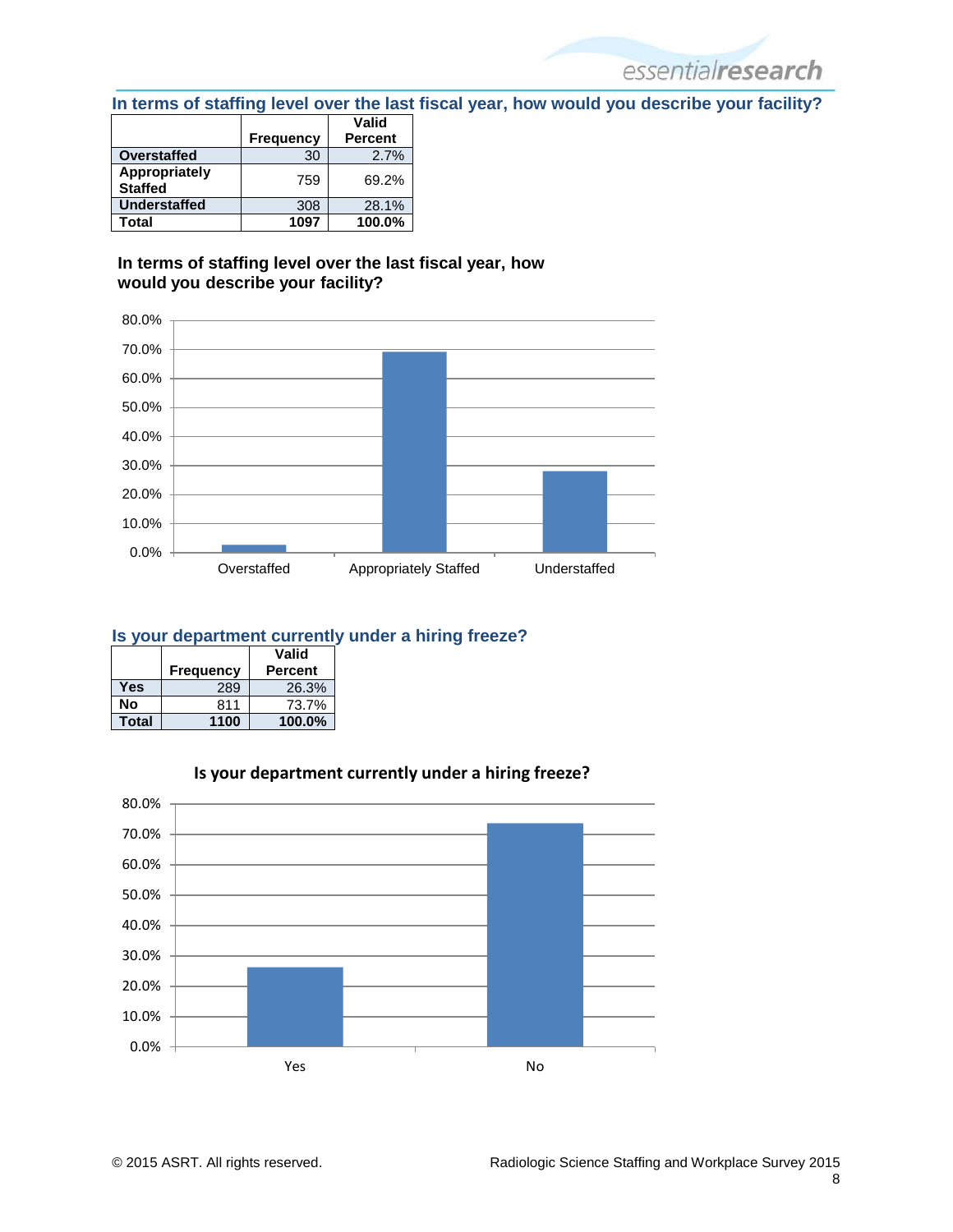## In terms of staffing level over the last fiscal year, how would you describe your facility?

| | Frequency | Valid Percent |
|---|---|---|
| **Overstaffed** | 30 | 2.7% |
| **Appropriately Staffed** | 759 | 69.2% |
| **Understaffed** | 308 | 28.1% |
| **Total** | **1097** | **100.0%** |

**In terms of staffing level over the last fiscal year, how would you describe your facility?**

| | Valid Percent |
|---|---|
| Overstaffed | 2.7% |
| Appropriately Staffed | 69.2% |
| Understaffed | 28.1% |

## Is your department currently under a hiring freeze?

| | Frequency | Valid Percent |
|---|---|---|
| **Yes** | 289 | 26.3% |
| **No** | 811 | 73.7% |
| **Total** | **1100** | **100.0%** |

**Is your department currently under a hiring freeze?**

| | Valid Percent |
|---|---|
| Yes | 26.3% |
| No | 73.7% |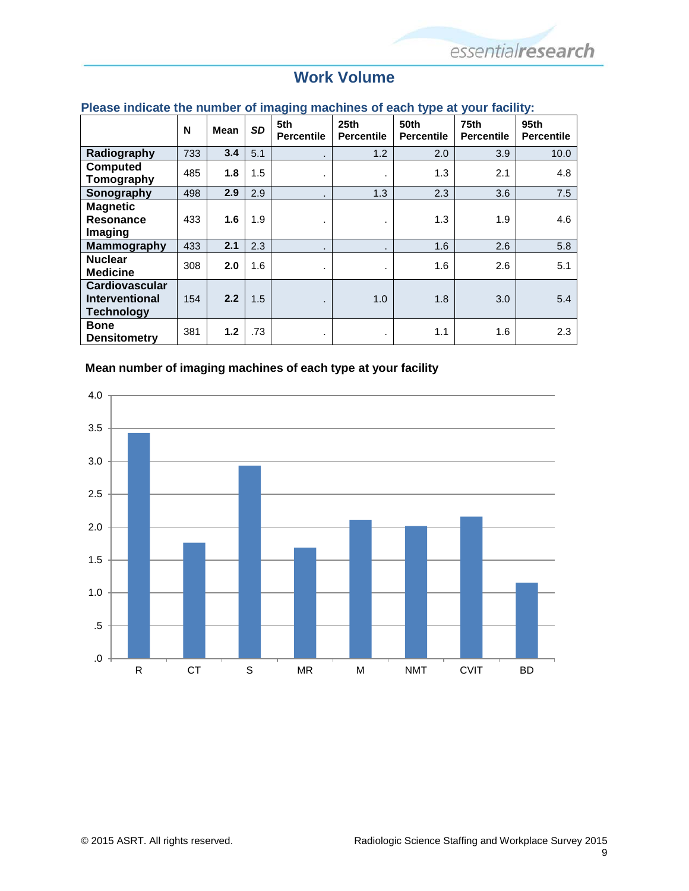## Work Volume

### Please indicate the number of imaging machines of each type at your facility:

| | N | Mean | *SD* | 5th Percentile | 25th Percentile | 50th Percentile | 75th Percentile | 95th Percentile |
|---|---|---|---|---|---|---|---|---|
| **Radiography** | 733 | **3.4** | 5.1 | . | 1.2 | 2.0 | 3.9 | 10.0 |
| **Computed Tomography** | 485 | **1.8** | 1.5 | . | . | 1.3 | 2.1 | 4.8 |
| **Sonography** | 498 | **2.9** | 2.9 | . | 1.3 | 2.3 | 3.6 | 7.5 |
| **Magnetic Resonance Imaging** | 433 | **1.6** | 1.9 | . | . | 1.3 | 1.9 | 4.6 |
| **Mammography** | 433 | **2.1** | 2.3 | . | . | 1.6 | 2.6 | 5.8 |
| **Nuclear Medicine** | 308 | **2.0** | 1.6 | . | . | 1.6 | 2.6 | 5.1 |
| **Cardiovascular Interventional Technology** | 154 | **2.2** | 1.5 | . | 1.0 | 1.8 | 3.0 | 5.4 |
| **Bone Densitometry** | 381 | **1.2** | .73 | . | . | 1.1 | 1.6 | 2.3 |

**Mean number of imaging machines of each type at your facility**

| | R | CT | S | MR | M | NMT | CVIT | BD |
|---|---|---|---|---|---|---|---|---|
| Mean | 3.4 | 1.8 | 2.9 | 1.6 | 2.1 | 2.0 | 2.2 | 1.2 |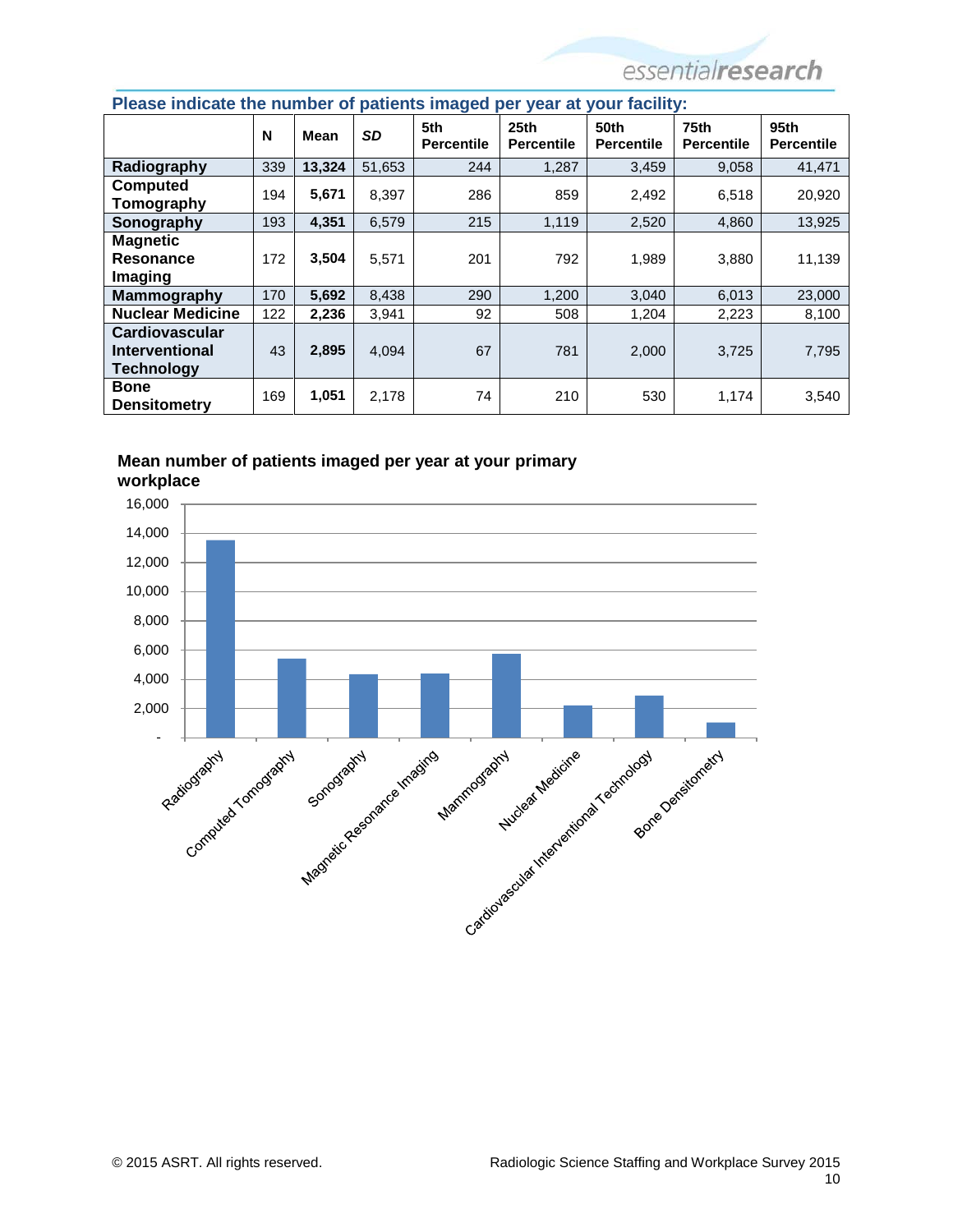## Please indicate the number of patients imaged per year at your facility:

| | N | Mean | *SD* | 5th Percentile | 25th Percentile | 50th Percentile | 75th Percentile | 95th Percentile |
|---|---|---|---|---|---|---|---|---|
| **Radiography** | 339 | **13,324** | 51,653 | 244 | 1,287 | 3,459 | 9,058 | 41,471 |
| **Computed Tomography** | 194 | **5,671** | 8,397 | 286 | 859 | 2,492 | 6,518 | 20,920 |
| **Sonography** | 193 | **4,351** | 6,579 | 215 | 1,119 | 2,520 | 4,860 | 13,925 |
| **Magnetic Resonance Imaging** | 172 | **3,504** | 5,571 | 201 | 792 | 1,989 | 3,880 | 11,139 |
| **Mammography** | 170 | **5,692** | 8,438 | 290 | 1,200 | 3,040 | 6,013 | 23,000 |
| **Nuclear Medicine** | 122 | **2,236** | 3,941 | 92 | 508 | 1,204 | 2,223 | 8,100 |
| **Cardiovascular Interventional Technology** | 43 | **2,895** | 4,094 | 67 | 781 | 2,000 | 3,725 | 7,795 |
| **Bone Densitometry** | 169 | **1,051** | 2,178 | 74 | 210 | 530 | 1,174 | 3,540 |

**Mean number of patients imaged per year at your primary workplace**

| Modality | Mean |
|---|---|
| Radiography | 13,324 |
| Computed Tomography | 5,671 |
| Sonography | 4,351 |
| Magnetic Resonance Imaging | 3,504 |
| Mammography | 5,692 |
| Nuclear Medicine | 2,236 |
| Cardiovascular Interventional Technology | 2,895 |
| Bone Densitometry | 1,051 |

© 2015 ASRT. All rights reserved. Radiologic Science Staffing and Workplace Survey 2015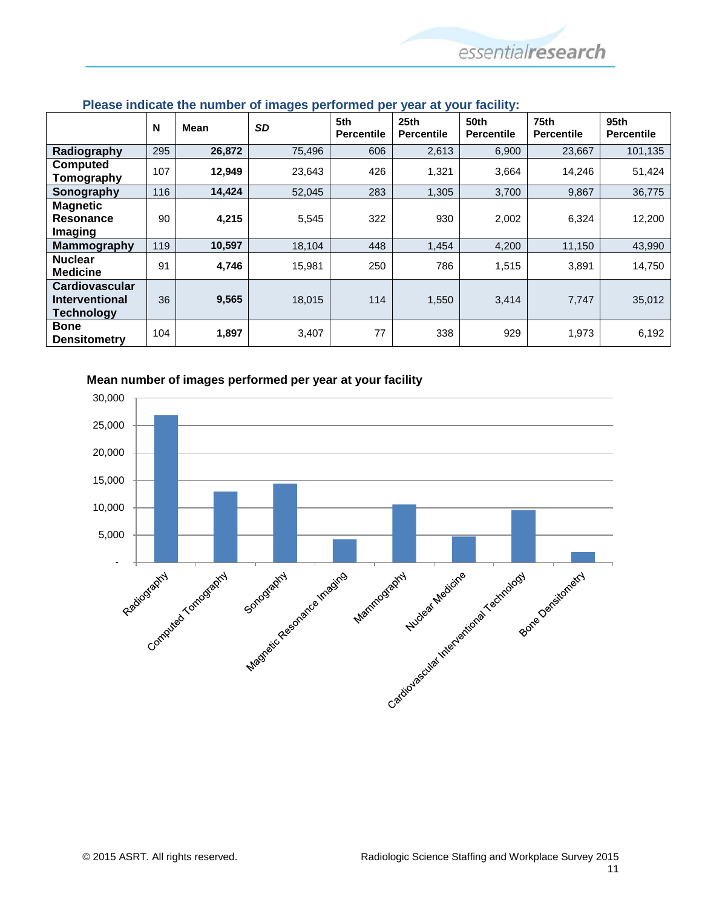### Please indicate the number of images performed per year at your facility:

| | N | Mean | *SD* | 5th Percentile | 25th Percentile | 50th Percentile | 75th Percentile | 95th Percentile |
|---|---|---|---|---|---|---|---|---|
| **Radiography** | 295 | **26,872** | 75,496 | 606 | 2,613 | 6,900 | 23,667 | 101,135 |
| **Computed Tomography** | 107 | **12,949** | 23,643 | 426 | 1,321 | 3,664 | 14,246 | 51,424 |
| **Sonography** | 116 | **14,424** | 52,045 | 283 | 1,305 | 3,700 | 9,867 | 36,775 |
| **Magnetic Resonance Imaging** | 90 | **4,215** | 5,545 | 322 | 930 | 2,002 | 6,324 | 12,200 |
| **Mammography** | 119 | **10,597** | 18,104 | 448 | 1,454 | 4,200 | 11,150 | 43,990 |
| **Nuclear Medicine** | 91 | **4,746** | 15,981 | 250 | 786 | 1,515 | 3,891 | 14,750 |
| **Cardiovascular Interventional Technology** | 36 | **9,565** | 18,015 | 114 | 1,550 | 3,414 | 7,747 | 35,012 |
| **Bone Densitometry** | 104 | **1,897** | 3,407 | 77 | 338 | 929 | 1,973 | 6,192 |

**Mean number of images performed per year at your facility**

| Modality | Mean |
|---|---|
| Radiography | 26,872 |
| Computed Tomography | 12,949 |
| Sonography | 14,424 |
| Magnetic Resonance Imaging | 4,215 |
| Mammography | 10,597 |
| Nuclear Medicine | 4,746 |
| Cardiovascular Interventional Technology | 9,565 |
| Bone Densitometry | 1,897 |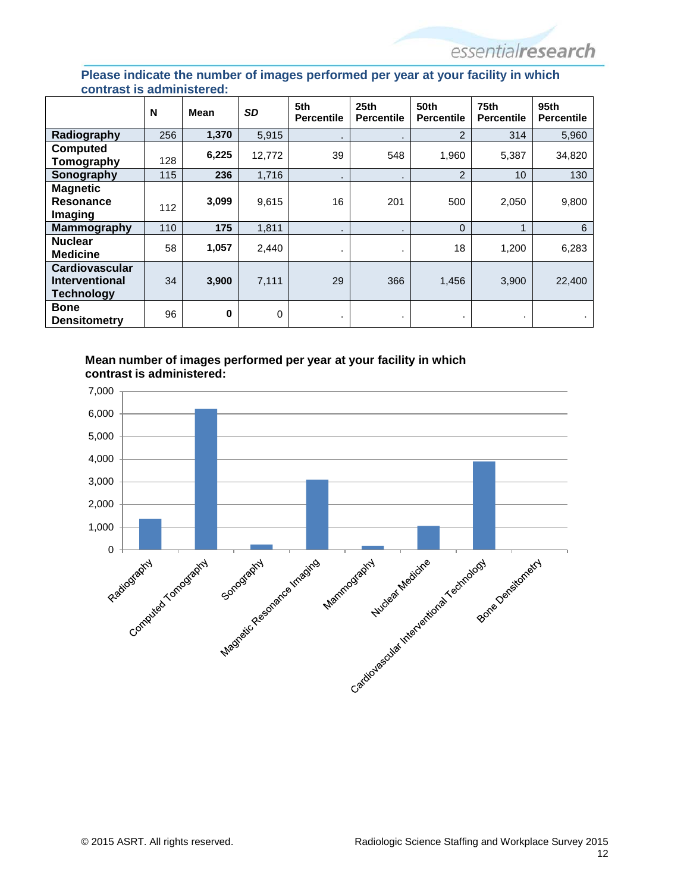## Please indicate the number of images performed per year at your facility in which contrast is administered:

| | N | Mean | *SD* | 5th Percentile | 25th Percentile | 50th Percentile | 75th Percentile | 95th Percentile |
|---|---|---|---|---|---|---|---|---|
| **Radiography** | 256 | **1,370** | 5,915 | . | . | 2 | 314 | 5,960 |
| **Computed Tomography** | 128 | **6,225** | 12,772 | 39 | 548 | 1,960 | 5,387 | 34,820 |
| **Sonography** | 115 | **236** | 1,716 | . | . | 2 | 10 | 130 |
| **Magnetic Resonance Imaging** | 112 | **3,099** | 9,615 | 16 | 201 | 500 | 2,050 | 9,800 |
| **Mammography** | 110 | **175** | 1,811 | . | . | 0 | 1 | 6 |
| **Nuclear Medicine** | 58 | **1,057** | 2,440 | . | . | 18 | 1,200 | 6,283 |
| **Cardiovascular Interventional Technology** | 34 | **3,900** | 7,111 | 29 | 366 | 1,456 | 3,900 | 22,400 |
| **Bone Densitometry** | 96 | **0** | 0 | . | . | . | . | . |

**Mean number of images performed per year at your facility in which contrast is administered:**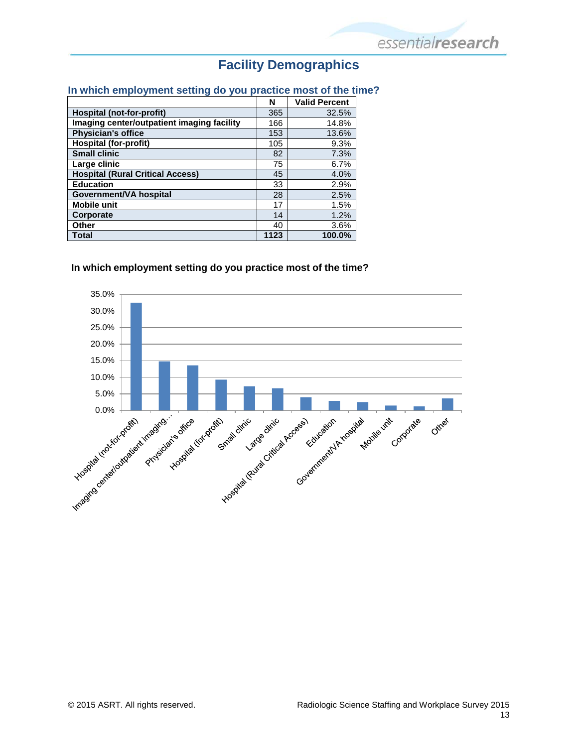# Facility Demographics

### In which employment setting do you practice most of the time?

| | N | Valid Percent |
|---|---|---|
| **Hospital (not-for-profit)** | 365 | 32.5% |
| **Imaging center/outpatient imaging facility** | 166 | 14.8% |
| **Physician's office** | 153 | 13.6% |
| **Hospital (for-profit)** | 105 | 9.3% |
| **Small clinic** | 82 | 7.3% |
| **Large clinic** | 75 | 6.7% |
| **Hospital (Rural Critical Access)** | 45 | 4.0% |
| **Education** | 33 | 2.9% |
| **Government/VA hospital** | 28 | 2.5% |
| **Mobile unit** | 17 | 1.5% |
| **Corporate** | 14 | 1.2% |
| **Other** | 40 | 3.6% |
| **Total** | **1123** | **100.0%** |

**In which employment setting do you practice most of the time?**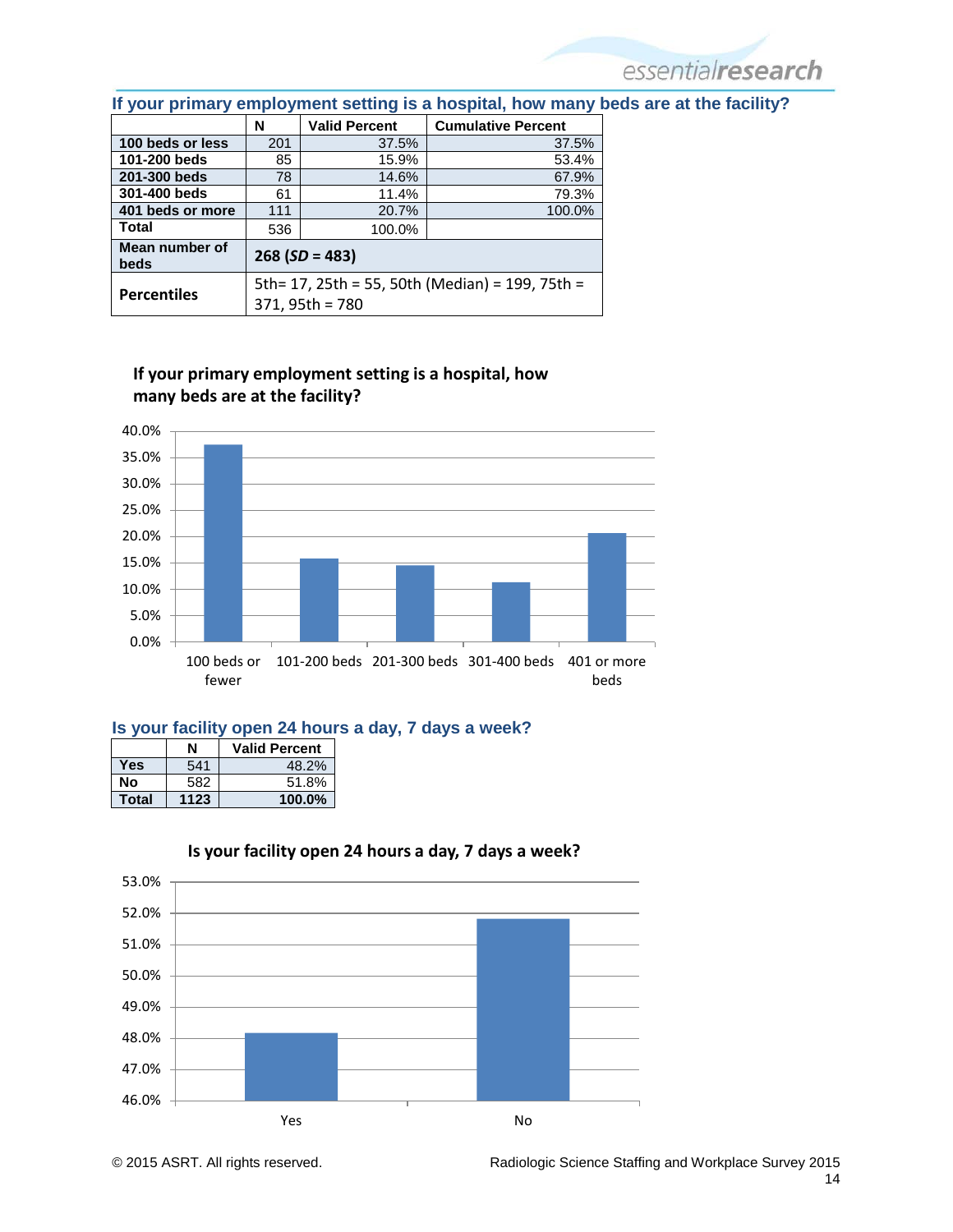## If your primary employment setting is a hospital, how many beds are at the facility?

| | N | Valid Percent | Cumulative Percent |
|---|---|---|---|
| **100 beds or less** | 201 | 37.5% | 37.5% |
| **101-200 beds** | 85 | 15.9% | 53.4% |
| **201-300 beds** | 78 | 14.6% | 67.9% |
| **301-400 beds** | 61 | 11.4% | 79.3% |
| **401 beds or more** | 111 | 20.7% | 100.0% |
| **Total** | 536 | 100.0% | |
| **Mean number of beds** | **268 (*SD* = 483)** | | |
| **Percentiles** | 5th= 17, 25th = 55, 50th (Median) = 199, 75th = 371, 95th = 780 | | |

**If your primary employment setting is a hospital, how many beds are at the facility?**

| Category | Percent |
|---|---|
| 100 beds or fewer | 37.5% |
| 101-200 beds | 15.9% |
| 201-300 beds | 14.6% |
| 301-400 beds | 11.4% |
| 401 or more beds | 20.7% |

## Is your facility open 24 hours a day, 7 days a week?

| | N | Valid Percent |
|---|---|---|
| **Yes** | 541 | 48.2% |
| **No** | 582 | 51.8% |
| **Total** | **1123** | **100.0%** |

**Is your facility open 24 hours a day, 7 days a week?**

| Response | Percent |
|---|---|
| Yes | 48.2% |
| No | 51.8% |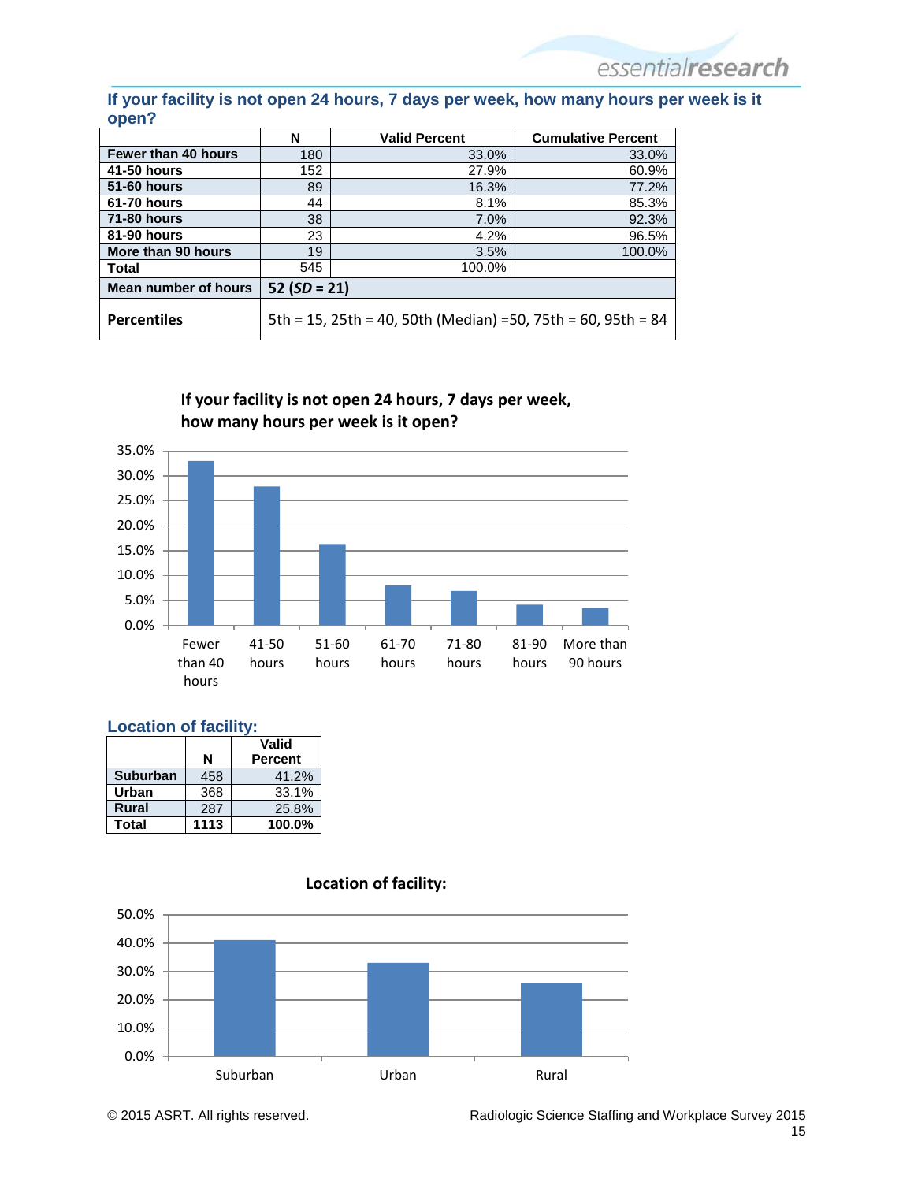### If your facility is not open 24 hours, 7 days per week, how many hours per week is it open?

| | N | Valid Percent | Cumulative Percent |
|---|---|---|---|
| **Fewer than 40 hours** | 180 | 33.0% | 33.0% |
| **41-50 hours** | 152 | 27.9% | 60.9% |
| **51-60 hours** | 89 | 16.3% | 77.2% |
| **61-70 hours** | 44 | 8.1% | 85.3% |
| **71-80 hours** | 38 | 7.0% | 92.3% |
| **81-90 hours** | 23 | 4.2% | 96.5% |
| **More than 90 hours** | 19 | 3.5% | 100.0% |
| **Total** | 545 | 100.0% | |
| **Mean number of hours** | **52 (*SD* = 21)** | | |
| **Percentiles** | 5th = 15, 25th = 40, 50th (Median) =50, 75th = 60, 95th = 84 | | |

**If your facility is not open 24 hours, 7 days per week, how many hours per week is it open?**

### Location of facility:

| | N | Valid Percent |
|---|---|---|
| **Suburban** | 458 | 41.2% |
| **Urban** | 368 | 33.1% |
| **Rural** | 287 | 25.8% |
| **Total** | **1113** | **100.0%** |

**Location of facility:**

© 2015 ASRT. All rights reserved.

Radiologic Science Staffing and Workplace Survey 2015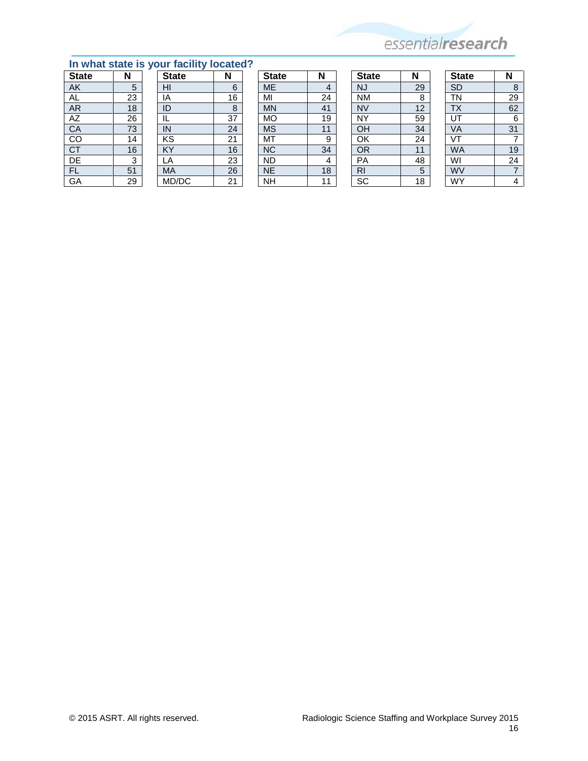## In what state is your facility located?

| State | N |
|---|---|
| AK | 5 |
| AL | 23 |
| AR | 18 |
| AZ | 26 |
| CA | 73 |
| CO | 14 |
| CT | 16 |
| DE | 3 |
| FL | 51 |
| GA | 29 |

| State | N |
|---|---|
| HI | 6 |
| IA | 16 |
| ID | 8 |
| IL | 37 |
| IN | 24 |
| KS | 21 |
| KY | 16 |
| LA | 23 |
| MA | 26 |
| MD/DC | 21 |

| State | N |
|---|---|
| ME | 4 |
| MI | 24 |
| MN | 41 |
| MO | 19 |
| MS | 11 |
| MT | 9 |
| NC | 34 |
| ND | 4 |
| NE | 18 |
| NH | 11 |

| State | N |
|---|---|
| NJ | 29 |
| NM | 8 |
| NV | 12 |
| NY | 59 |
| OH | 34 |
| OK | 24 |
| OR | 11 |
| PA | 48 |
| RI | 5 |
| SC | 18 |

| State | N |
|---|---|
| SD | 8 |
| TN | 29 |
| TX | 62 |
| UT | 6 |
| VA | 31 |
| VT | 7 |
| WA | 19 |
| WI | 24 |
| WV | 7 |
| WY | 4 |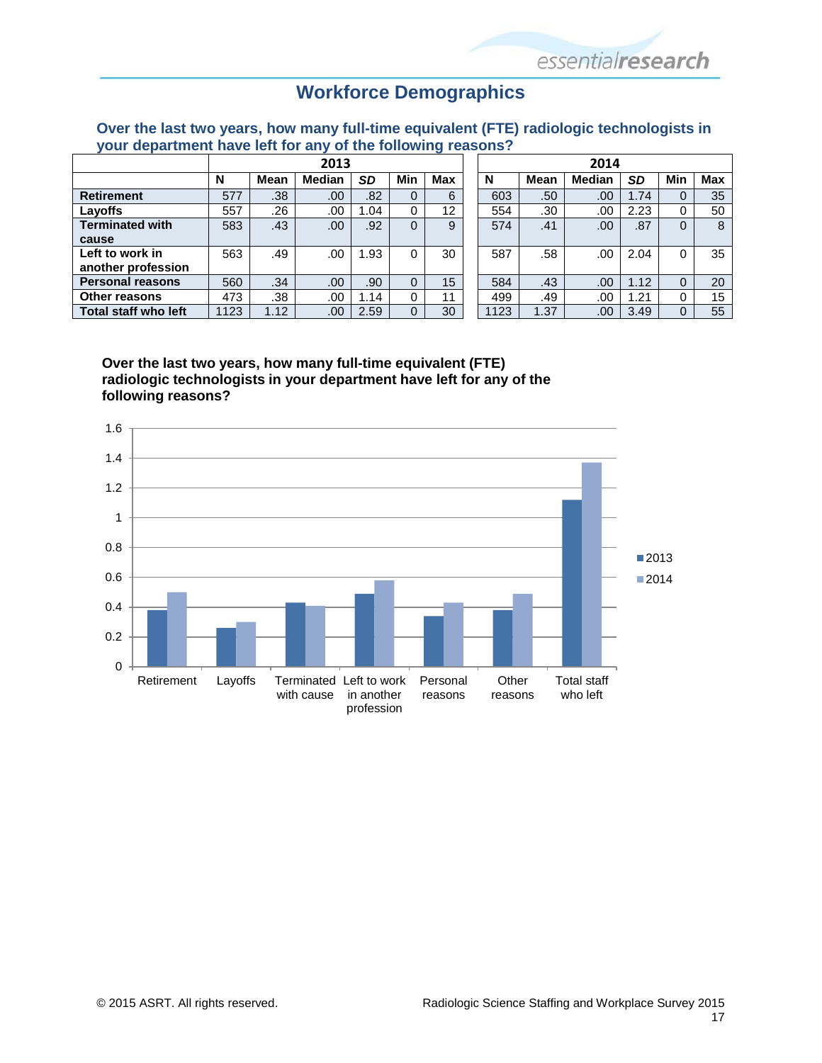## Workforce Demographics

**Over the last two years, how many full-time equivalent (FTE) radiologic technologists in your department have left for any of the following reasons?**

| | 2013 | | | | | | 2014 | | | | | |
|---|---|---|---|---|---|---|---|---|---|---|---|---|
| | N | Mean | Median | *SD* | Min | Max | N | Mean | Median | *SD* | Min | Max |
| **Retirement** | 577 | .38 | .00 | .82 | 0 | 6 | 603 | .50 | .00 | 1.74 | 0 | 35 |
| **Layoffs** | 557 | .26 | .00 | 1.04 | 0 | 12 | 554 | .30 | .00 | 2.23 | 0 | 50 |
| **Terminated with cause** | 583 | .43 | .00 | .92 | 0 | 9 | 574 | .41 | .00 | .87 | 0 | 8 |
| **Left to work in another profession** | 563 | .49 | .00 | 1.93 | 0 | 30 | 587 | .58 | .00 | 2.04 | 0 | 35 |
| **Personal reasons** | 560 | .34 | .00 | .90 | 0 | 15 | 584 | .43 | .00 | 1.12 | 0 | 20 |
| **Other reasons** | 473 | .38 | .00 | 1.14 | 0 | 11 | 499 | .49 | .00 | 1.21 | 0 | 15 |
| **Total staff who left** | 1123 | 1.12 | .00 | 2.59 | 0 | 30 | 1123 | 1.37 | .00 | 3.49 | 0 | 55 |

**Over the last two years, how many full-time equivalent (FTE) radiologic technologists in your department have left for any of the following reasons?**

| | 2013 | 2014 |
|---|---|---|
| Retirement | 0.38 | 0.50 |
| Layoffs | 0.26 | 0.30 |
| Terminated with cause | 0.43 | 0.41 |
| Left to work in another profession | 0.49 | 0.58 |
| Personal reasons | 0.34 | 0.43 |
| Other reasons | 0.38 | 0.49 |
| Total staff who left | 1.12 | 1.37 |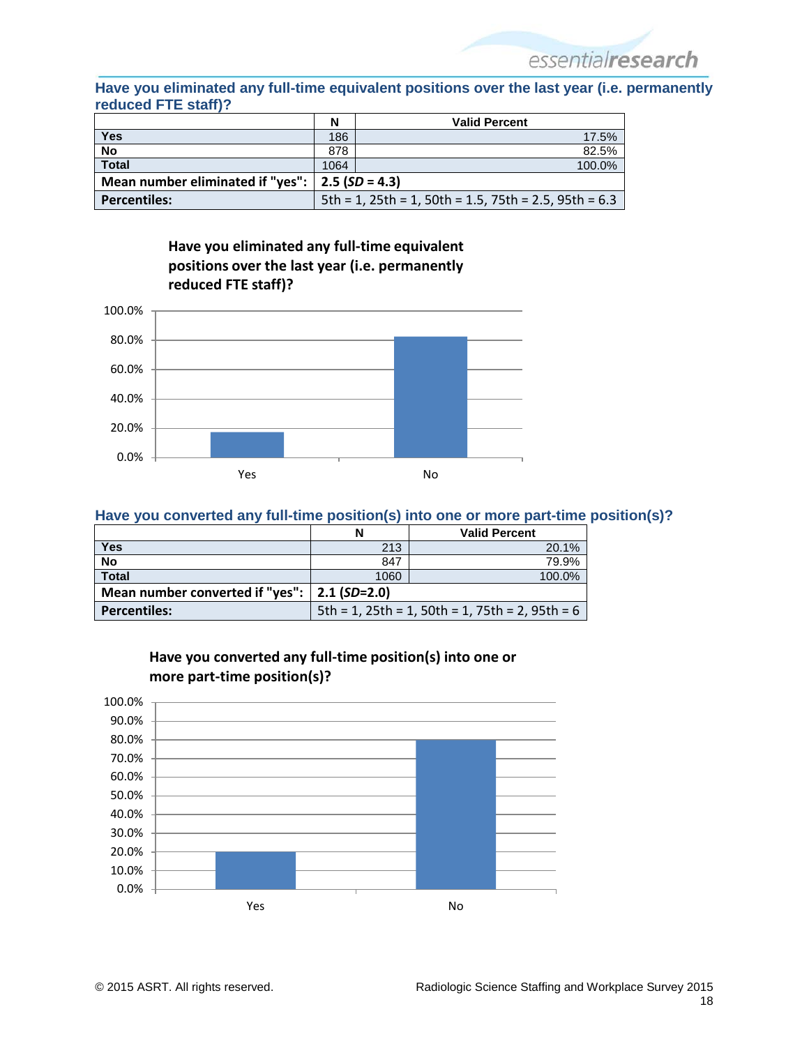### Have you eliminated any full-time equivalent positions over the last year (i.e. permanently reduced FTE staff)?

| | N | Valid Percent |
|---|---|---|
| **Yes** | 186 | 17.5% |
| **No** | 878 | 82.5% |
| **Total** | 1064 | 100.0% |
| **Mean number eliminated if "yes":** | **2.5 (*SD* = 4.3)** | |
| **Percentiles:** | 5th = 1, 25th = 1, 50th = 1.5, 75th = 2.5, 95th = 6.3 | |

**Have you eliminated any full-time equivalent positions over the last year (i.e. permanently reduced FTE staff)?**

100.0%
80.0%
60.0%
40.0%
20.0%
0.0%

Yes
No

### Have you converted any full-time position(s) into one or more part-time position(s)?

| | N | Valid Percent |
|---|---|---|
| **Yes** | 213 | 20.1% |
| **No** | 847 | 79.9% |
| **Total** | 1060 | 100.0% |
| **Mean number converted if "yes":** | **2.1 (*SD*=2.0)** | |
| **Percentiles:** | 5th = 1, 25th = 1, 50th = 1, 75th = 2, 95th = 6 | |

**Have you converted any full-time position(s) into one or more part-time position(s)?**

100.0%
90.0%
80.0%
70.0%
60.0%
50.0%
40.0%
30.0%
20.0%
10.0%
0.0%

Yes
No

© 2015 ASRT. All rights reserved.